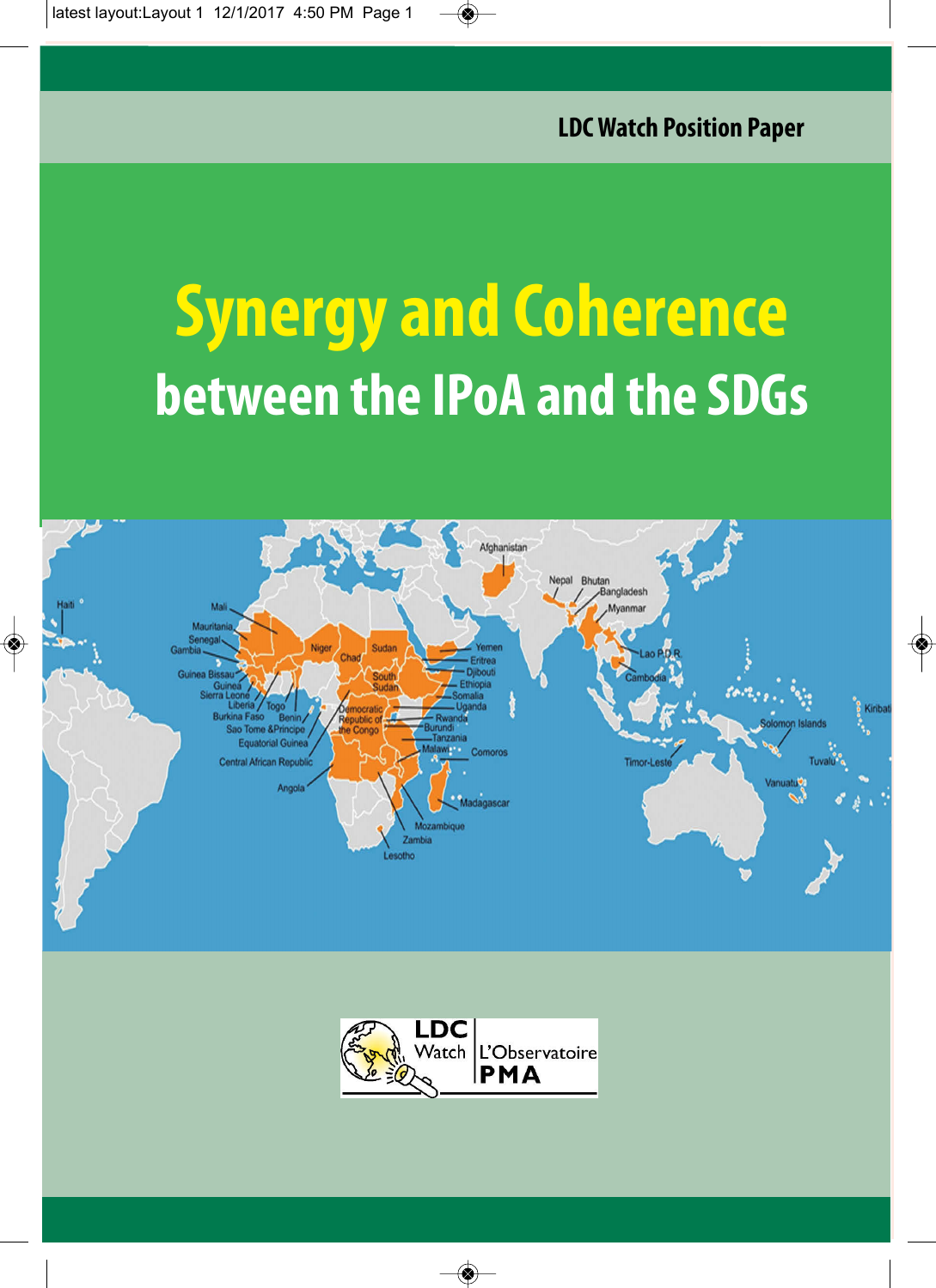LDC Watch Position Paper

# Synergy and Coherence

## between the IPoA and the SDGs

LDC Watch

L'Observatoire PMA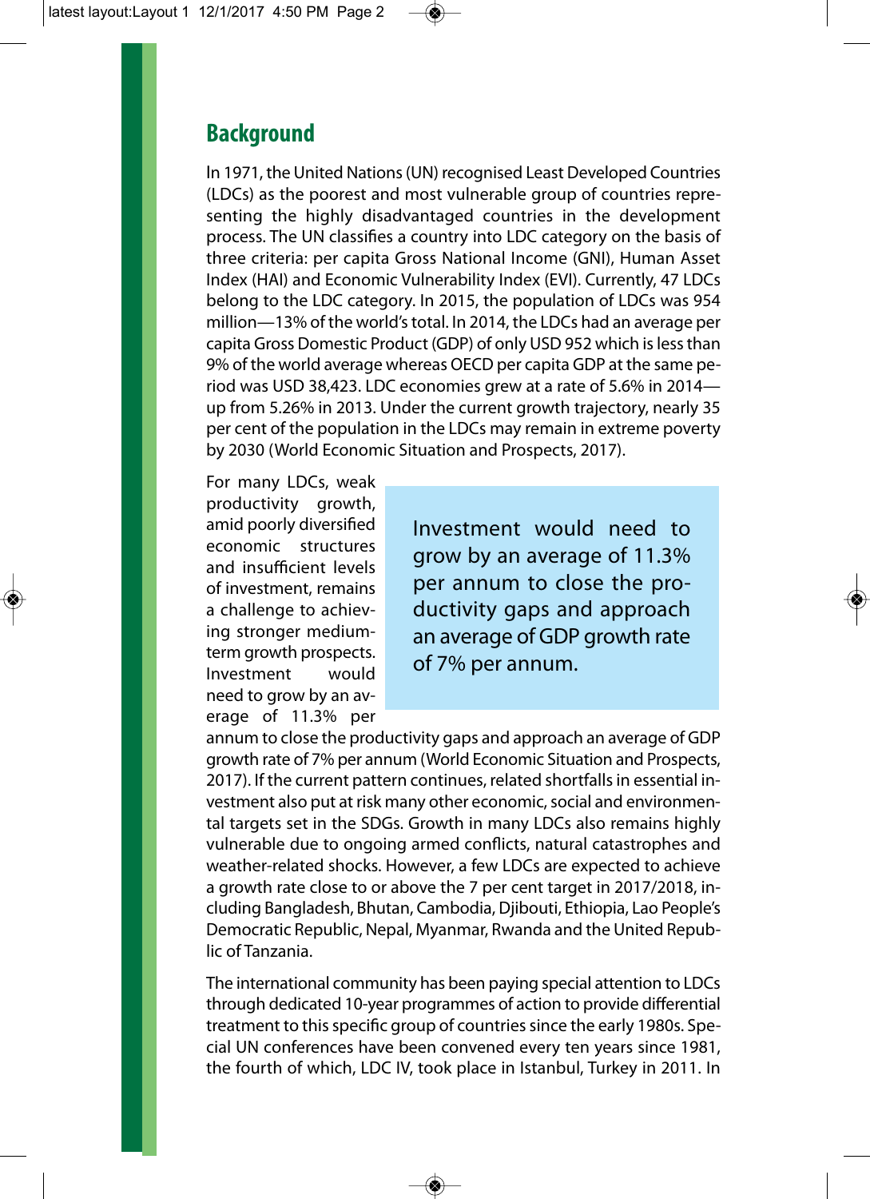## Background

In 1971, the United Nations (UN) recognised Least Developed Countries (LDCs) as the poorest and most vulnerable group of countries representing the highly disadvantaged countries in the development process. The UN classifies a country into LDC category on the basis of three criteria: per capita Gross National Income (GNI), Human Asset Index (HAI) and Economic Vulnerability Index (EVI). Currently, 47 LDCs belong to the LDC category. In 2015, the population of LDCs was 954 million—13% of the world's total. In 2014, the LDCs had an average per capita Gross Domestic Product (GDP) of only USD 952 which is less than 9% of the world average whereas OECD per capita GDP at the same period was USD 38,423. LDC economies grew at a rate of 5.6% in 2014—up from 5.26% in 2013. Under the current growth trajectory, nearly 35 per cent of the population in the LDCs may remain in extreme poverty by 2030 (World Economic Situation and Prospects, 2017).

> Investment would need to grow by an average of 11.3% per annum to close the productivity gaps and approach an average of GDP growth rate of 7% per annum.

For many LDCs, weak productivity growth, amid poorly diversified economic structures and insufficient levels of investment, remains a challenge to achieving stronger medium-term growth prospects. Investment would need to grow by an average of 11.3% per annum to close the productivity gaps and approach an average of GDP growth rate of 7% per annum (World Economic Situation and Prospects, 2017). If the current pattern continues, related shortfalls in essential investment also put at risk many other economic, social and environmental targets set in the SDGs. Growth in many LDCs also remains highly vulnerable due to ongoing armed conflicts, natural catastrophes and weather-related shocks. However, a few LDCs are expected to achieve a growth rate close to or above the 7 per cent target in 2017/2018, including Bangladesh, Bhutan, Cambodia, Djibouti, Ethiopia, Lao People's Democratic Republic, Nepal, Myanmar, Rwanda and the United Republic of Tanzania.

The international community has been paying special attention to LDCs through dedicated 10-year programmes of action to provide differential treatment to this specific group of countries since the early 1980s. Special UN conferences have been convened every ten years since 1981, the fourth of which, LDC IV, took place in Istanbul, Turkey in 2011. In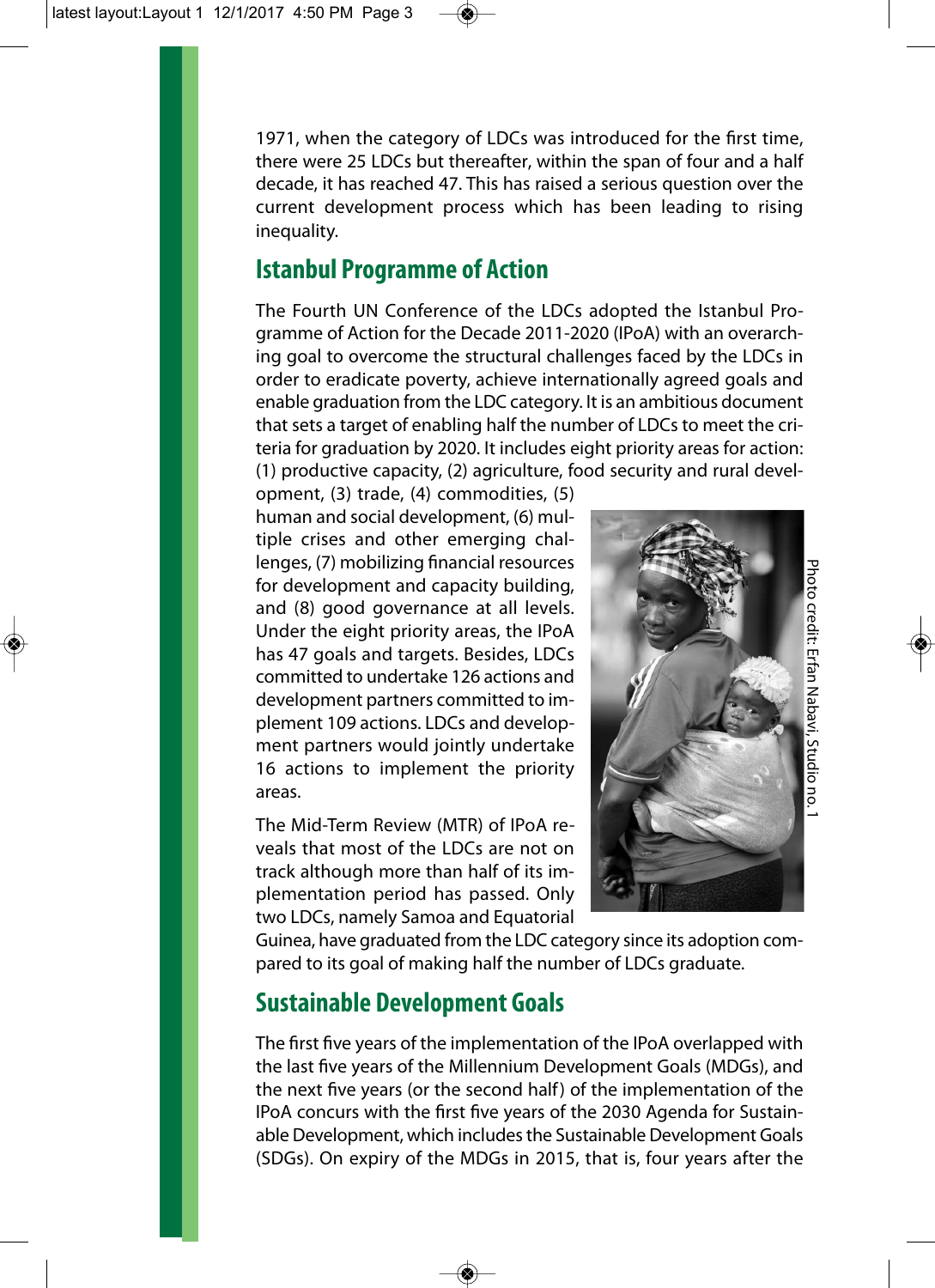1971, when the category of LDCs was introduced for the first time, there were 25 LDCs but thereafter, within the span of four and a half decade, it has reached 47. This has raised a serious question over the current development process which has been leading to rising inequality.

## Istanbul Programme of Action

The Fourth UN Conference of the LDCs adopted the Istanbul Programme of Action for the Decade 2011-2020 (IPoA) with an overarching goal to overcome the structural challenges faced by the LDCs in order to eradicate poverty, achieve internationally agreed goals and enable graduation from the LDC category. It is an ambitious document that sets a target of enabling half the number of LDCs to meet the criteria for graduation by 2020. It includes eight priority areas for action: (1) productive capacity, (2) agriculture, food security and rural development, (3) trade, (4) commodities, (5) human and social development, (6) multiple crises and other emerging challenges, (7) mobilizing financial resources for development and capacity building, and (8) good governance at all levels. Under the eight priority areas, the IPoA has 47 goals and targets. Besides, LDCs committed to undertake 126 actions and development partners committed to implement 109 actions. LDCs and development partners would jointly undertake 16 actions to implement the priority areas.

Photo credit: Erfan Nabavi, Studio no. 1

The Mid-Term Review (MTR) of IPoA reveals that most of the LDCs are not on track although more than half of its implementation period has passed. Only two LDCs, namely Samoa and Equatorial Guinea, have graduated from the LDC category since its adoption compared to its goal of making half the number of LDCs graduate.

## Sustainable Development Goals

The first five years of the implementation of the IPoA overlapped with the last five years of the Millennium Development Goals (MDGs), and the next five years (or the second half) of the implementation of the IPoA concurs with the first five years of the 2030 Agenda for Sustainable Development, which includes the Sustainable Development Goals (SDGs). On expiry of the MDGs in 2015, that is, four years after the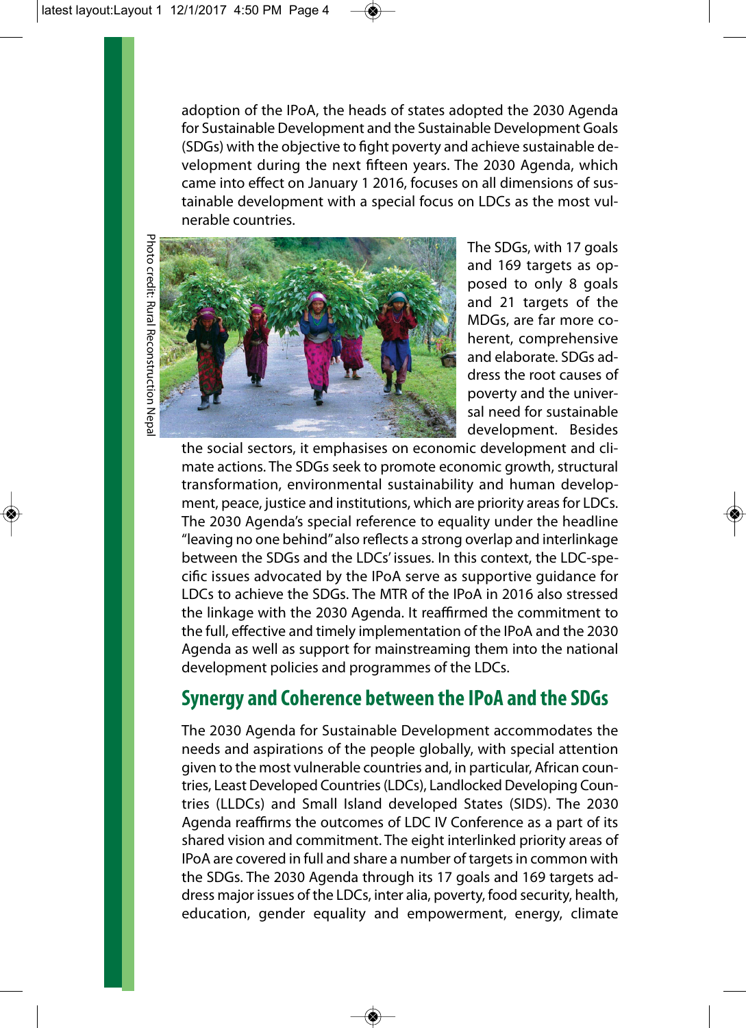adoption of the IPoA, the heads of states adopted the 2030 Agenda for Sustainable Development and the Sustainable Development Goals (SDGs) with the objective to fight poverty and achieve sustainable development during the next fifteen years. The 2030 Agenda, which came into effect on January 1 2016, focuses on all dimensions of sustainable development with a special focus on LDCs as the most vulnerable countries.

Photo credit: Rural Reconstruction Nepal

The SDGs, with 17 goals and 169 targets as opposed to only 8 goals and 21 targets of the MDGs, are far more coherent, comprehensive and elaborate. SDGs address the root causes of poverty and the universal need for sustainable development. Besides the social sectors, it emphasises on economic development and climate actions. The SDGs seek to promote economic growth, structural transformation, environmental sustainability and human development, peace, justice and institutions, which are priority areas for LDCs. The 2030 Agenda's special reference to equality under the headline "leaving no one behind" also reflects a strong overlap and interlinkage between the SDGs and the LDCs' issues. In this context, the LDC-specific issues advocated by the IPoA serve as supportive guidance for LDCs to achieve the SDGs. The MTR of the IPoA in 2016 also stressed the linkage with the 2030 Agenda. It reaffirmed the commitment to the full, effective and timely implementation of the IPoA and the 2030 Agenda as well as support for mainstreaming them into the national development policies and programmes of the LDCs.

## Synergy and Coherence between the IPoA and the SDGs

The 2030 Agenda for Sustainable Development accommodates the needs and aspirations of the people globally, with special attention given to the most vulnerable countries and, in particular, African countries, Least Developed Countries (LDCs), Landlocked Developing Countries (LLDCs) and Small Island developed States (SIDS). The 2030 Agenda reaffirms the outcomes of LDC IV Conference as a part of its shared vision and commitment. The eight interlinked priority areas of IPoA are covered in full and share a number of targets in common with the SDGs. The 2030 Agenda through its 17 goals and 169 targets address major issues of the LDCs, inter alia, poverty, food security, health, education, gender equality and empowerment, energy, climate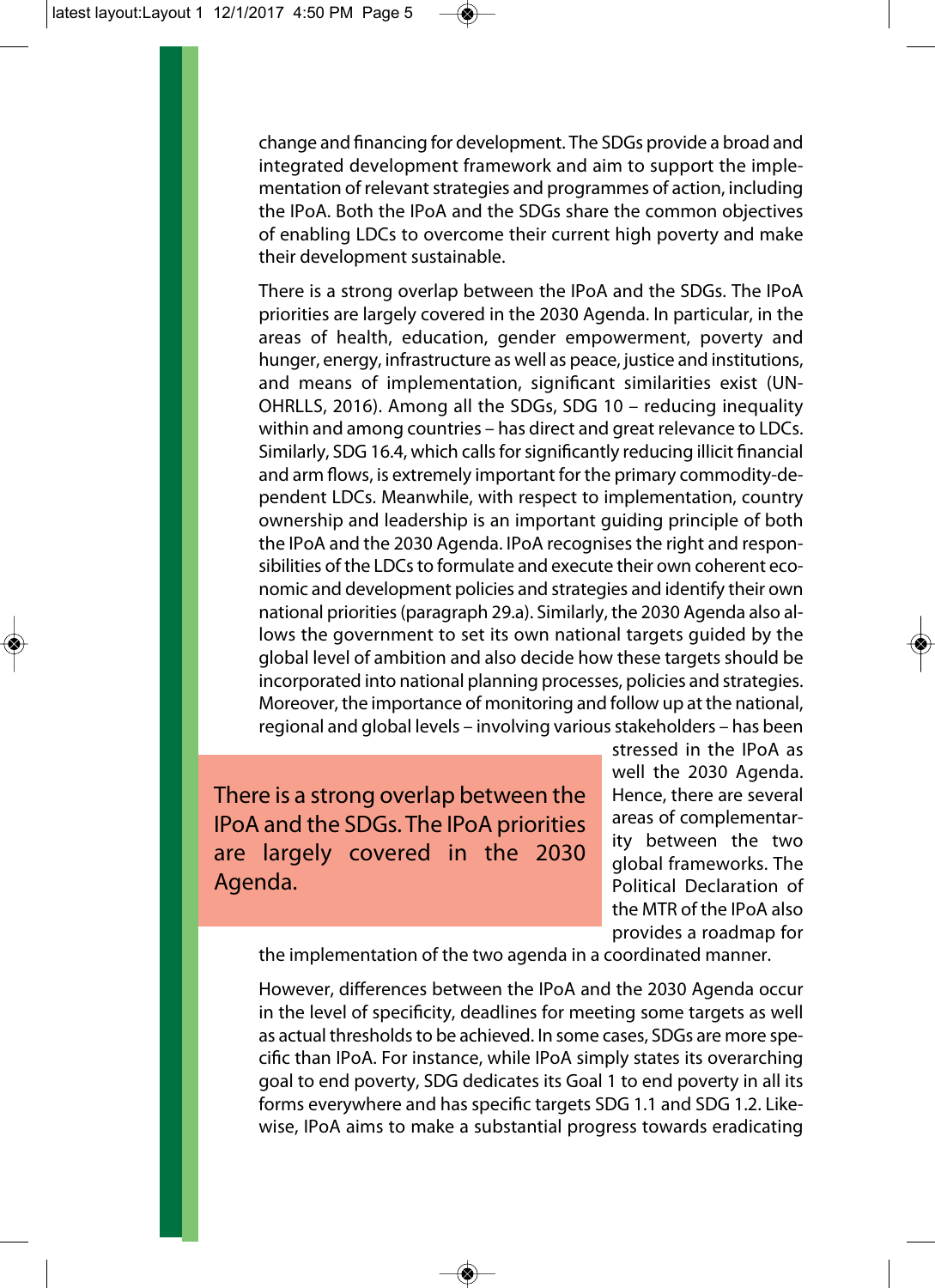change and financing for development. The SDGs provide a broad and integrated development framework and aim to support the implementation of relevant strategies and programmes of action, including the IPoA. Both the IPoA and the SDGs share the common objectives of enabling LDCs to overcome their current high poverty and make their development sustainable.

There is a strong overlap between the IPoA and the SDGs. The IPoA priorities are largely covered in the 2030 Agenda. In particular, in the areas of health, education, gender empowerment, poverty and hunger, energy, infrastructure as well as peace, justice and institutions, and means of implementation, significant similarities exist (UN-OHRLLS, 2016). Among all the SDGs, SDG 10 – reducing inequality within and among countries – has direct and great relevance to LDCs. Similarly, SDG 16.4, which calls for significantly reducing illicit financial and arm flows, is extremely important for the primary commodity-dependent LDCs. Meanwhile, with respect to implementation, country ownership and leadership is an important guiding principle of both the IPoA and the 2030 Agenda. IPoA recognises the right and responsibilities of the LDCs to formulate and execute their own coherent economic and development policies and strategies and identify their own national priorities (paragraph 29.a). Similarly, the 2030 Agenda also allows the government to set its own national targets guided by the global level of ambition and also decide how these targets should be incorporated into national planning processes, policies and strategies. Moreover, the importance of monitoring and follow up at the national, regional and global levels – involving various stakeholders – has been stressed in the IPoA as well the 2030 Agenda. Hence, there are several areas of complementarity between the two global frameworks. The Political Declaration of the MTR of the IPoA also provides a roadmap for the implementation of the two agenda in a coordinated manner.

> There is a strong overlap between the IPoA and the SDGs. The IPoA priorities are largely covered in the 2030 Agenda.

However, differences between the IPoA and the 2030 Agenda occur in the level of specificity, deadlines for meeting some targets as well as actual thresholds to be achieved. In some cases, SDGs are more specific than IPoA. For instance, while IPoA simply states its overarching goal to end poverty, SDG dedicates its Goal 1 to end poverty in all its forms everywhere and has specific targets SDG 1.1 and SDG 1.2. Likewise, IPoA aims to make a substantial progress towards eradicating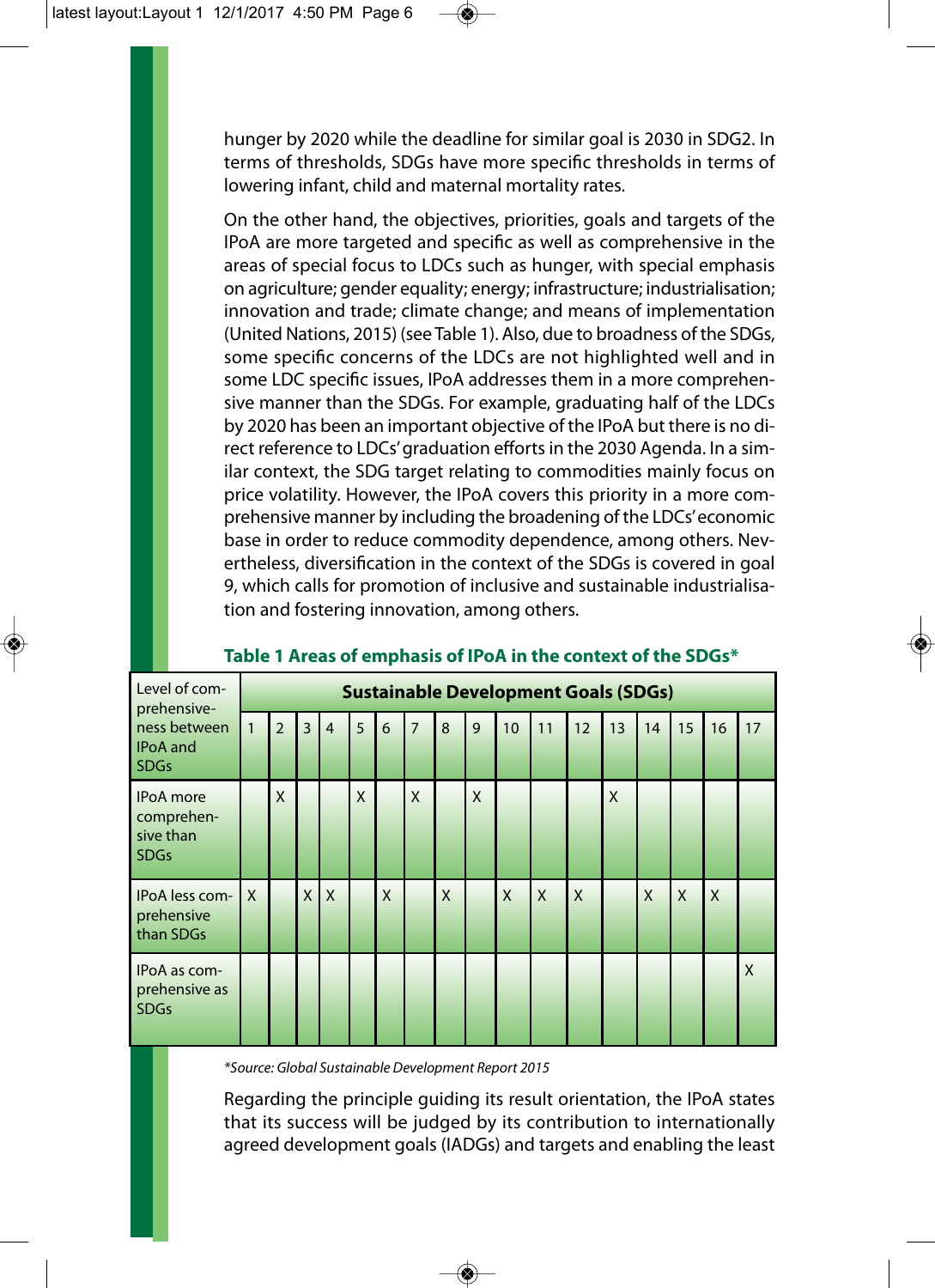hunger by 2020 while the deadline for similar goal is 2030 in SDG2. In terms of thresholds, SDGs have more specific thresholds in terms of lowering infant, child and maternal mortality rates.

On the other hand, the objectives, priorities, goals and targets of the IPoA are more targeted and specific as well as comprehensive in the areas of special focus to LDCs such as hunger, with special emphasis on agriculture; gender equality; energy; infrastructure; industrialisation; innovation and trade; climate change; and means of implementation (United Nations, 2015) (see Table 1). Also, due to broadness of the SDGs, some specific concerns of the LDCs are not highlighted well and in some LDC specific issues, IPoA addresses them in a more comprehensive manner than the SDGs. For example, graduating half of the LDCs by 2020 has been an important objective of the IPoA but there is no direct reference to LDCs' graduation efforts in the 2030 Agenda. In a similar context, the SDG target relating to commodities mainly focus on price volatility. However, the IPoA covers this priority in a more comprehensive manner by including the broadening of the LDCs' economic base in order to reduce commodity dependence, among others. Nevertheless, diversification in the context of the SDGs is covered in goal 9, which calls for promotion of inclusive and sustainable industrialisation and fostering innovation, among others.

**Table 1 Areas of emphasis of IPoA in the context of the SDGs***

| Level of comprehensiveness between IPoA and SDGs | Sustainable Development Goals (SDGs) | | | | | | | | | | | | | | | | |
|---|---|---|---|---|---|---|---|---|---|---|---|---|---|---|---|---|---|
| | 1 | 2 | 3 | 4 | 5 | 6 | 7 | 8 | 9 | 10 | 11 | 12 | 13 | 14 | 15 | 16 | 17 |
| IPoA more comprehensive than SDGs | | X | | | X | | X | | X | | | | X | | | | |
| IPoA less comprehensive than SDGs | X | | X | X | | X | | X | | X | X | X | | X | X | X | |
| IPoA as comprehensive as SDGs | | | | | | | | | | | | | | | | | X |

*\*Source: Global Sustainable Development Report 2015*

Regarding the principle guiding its result orientation, the IPoA states that its success will be judged by its contribution to internationally agreed development goals (IADGs) and targets and enabling the least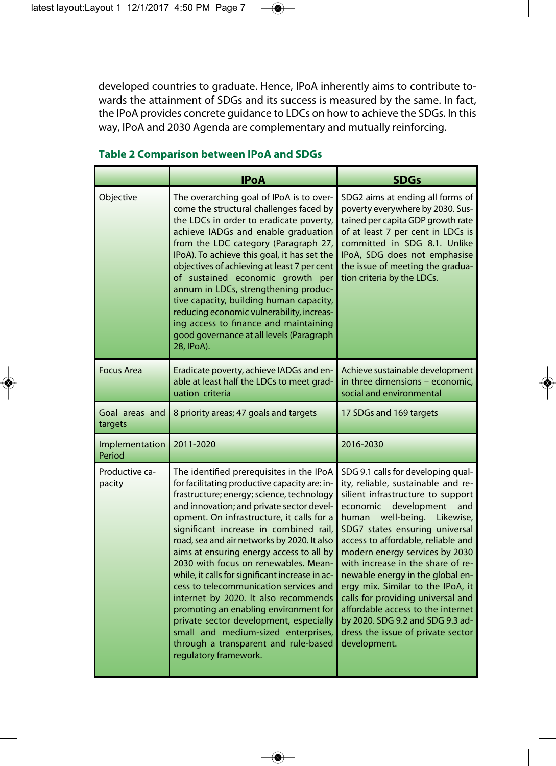developed countries to graduate. Hence, IPoA inherently aims to contribute towards the attainment of SDGs and its success is measured by the same. In fact, the IPoA provides concrete guidance to LDCs on how to achieve the SDGs. In this way, IPoA and 2030 Agenda are complementary and mutually reinforcing.

**Table 2 Comparison between IPoA and SDGs**

| | IPoA | SDGs |
|---|---|---|
| Objective | The overarching goal of IPoA is to overcome the structural challenges faced by the LDCs in order to eradicate poverty, achieve IADGs and enable graduation from the LDC category (Paragraph 27, IPoA). To achieve this goal, it has set the objectives of achieving at least 7 per cent of sustained economic growth per annum in LDCs, strengthening productive capacity, building human capacity, reducing economic vulnerability, increasing access to finance and maintaining good governance at all levels (Paragraph 28, IPoA). | SDG2 aims at ending all forms of poverty everywhere by 2030. Sustained per capita GDP growth rate of at least 7 per cent in LDCs is committed in SDG 8.1. Unlike IPoA, SDG does not emphasise the issue of meeting the graduation criteria by the LDCs. |
| Focus Area | Eradicate poverty, achieve IADGs and enable at least half the LDCs to meet graduation criteria | Achieve sustainable development in three dimensions – economic, social and environmental |
| Goal areas and targets | 8 priority areas; 47 goals and targets | 17 SDGs and 169 targets |
| Implementation Period | 2011-2020 | 2016-2030 |
| Productive capacity | The identified prerequisites in the IPoA for facilitating productive capacity are: infrastructure; energy; science, technology and innovation; and private sector development. On infrastructure, it calls for a significant increase in combined rail, road, sea and air networks by 2020. It also aims at ensuring energy access to all by 2030 with focus on renewables. Meanwhile, it calls for significant increase in access to telecommunication services and internet by 2020. It also recommends promoting an enabling environment for private sector development, especially small and medium-sized enterprises, through a transparent and rule-based regulatory framework. | SDG 9.1 calls for developing quality, reliable, sustainable and resilient infrastructure to support economic development and human well-being. Likewise, SDG7 states ensuring universal access to affordable, reliable and modern energy services by 2030 with increase in the share of renewable energy in the global energy mix. Similar to the IPoA, it calls for providing universal and affordable access to the internet by 2020. SDG 9.2 and SDG 9.3 address the issue of private sector development. |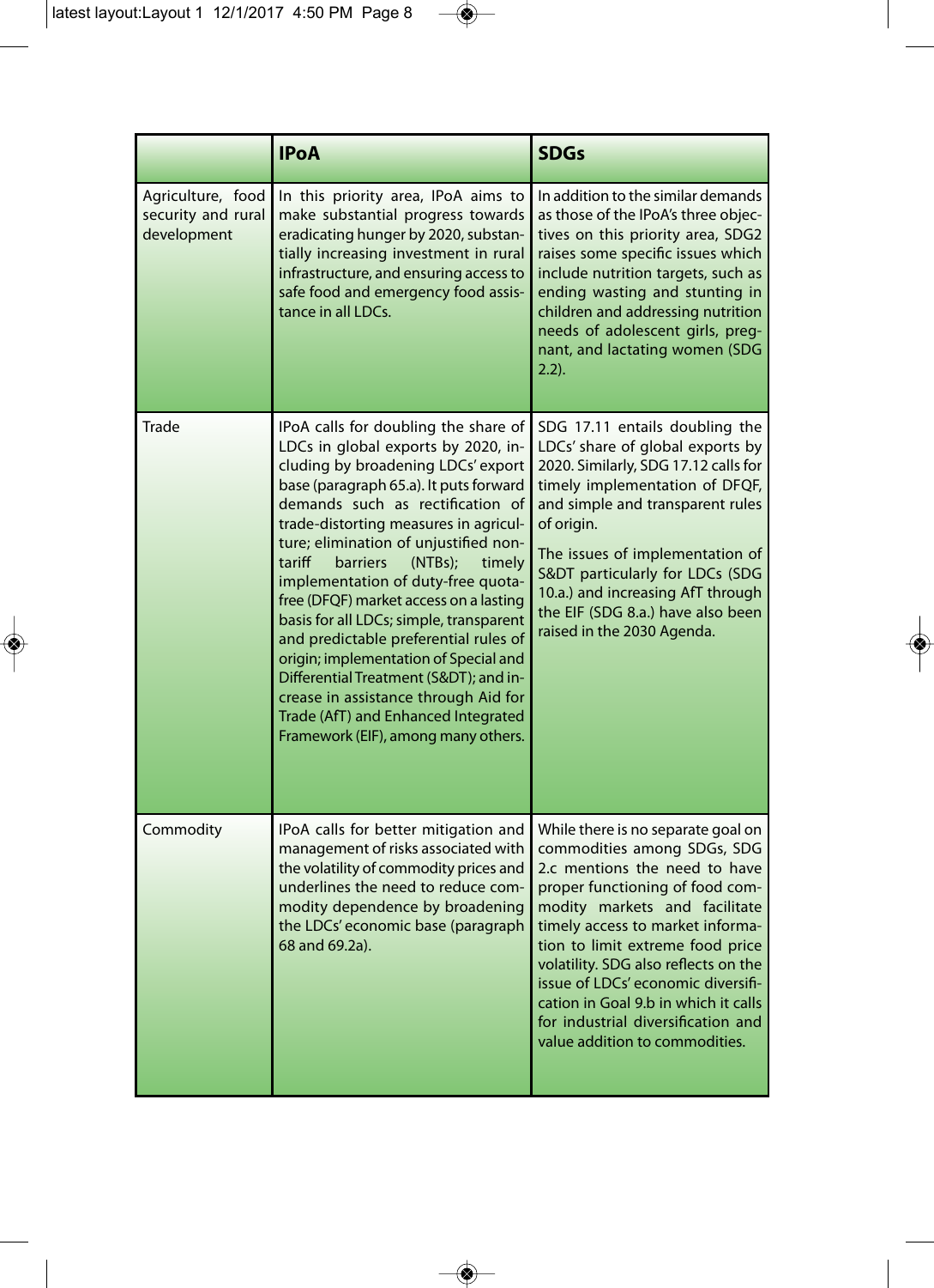| | IPoA | SDGs |
|---|---|---|
| Agriculture, food security and rural development | In this priority area, IPoA aims to make substantial progress towards eradicating hunger by 2020, substantially increasing investment in rural infrastructure, and ensuring access to safe food and emergency food assistance in all LDCs. | In addition to the similar demands as those of the IPoA's three objectives on this priority area, SDG2 raises some specific issues which include nutrition targets, such as ending wasting and stunting in children and addressing nutrition needs of adolescent girls, pregnant, and lactating women (SDG 2.2). |
| Trade | IPoA calls for doubling the share of LDCs in global exports by 2020, including by broadening LDCs' export base (paragraph 65.a). It puts forward demands such as rectification of trade-distorting measures in agriculture; elimination of unjustified non-tariff barriers (NTBs); timely implementation of duty-free quota-free (DFQF) market access on a lasting basis for all LDCs; simple, transparent and predictable preferential rules of origin; implementation of Special and Differential Treatment (S&DT); and increase in assistance through Aid for Trade (AfT) and Enhanced Integrated Framework (EIF), among many others. | SDG 17.11 entails doubling the LDCs' share of global exports by 2020. Similarly, SDG 17.12 calls for timely implementation of DFQF, and simple and transparent rules of origin.<br><br>The issues of implementation of S&DT particularly for LDCs (SDG 10.a.) and increasing AfT through the EIF (SDG 8.a.) have also been raised in the 2030 Agenda. |
| Commodity | IPoA calls for better mitigation and management of risks associated with the volatility of commodity prices and underlines the need to reduce commodity dependence by broadening the LDCs' economic base (paragraph 68 and 69.2a). | While there is no separate goal on commodities among SDGs, SDG 2.c mentions the need to have proper functioning of food commodity markets and facilitate timely access to market information to limit extreme food price volatility. SDG also reflects on the issue of LDCs' economic diversification in Goal 9.b in which it calls for industrial diversification and value addition to commodities. |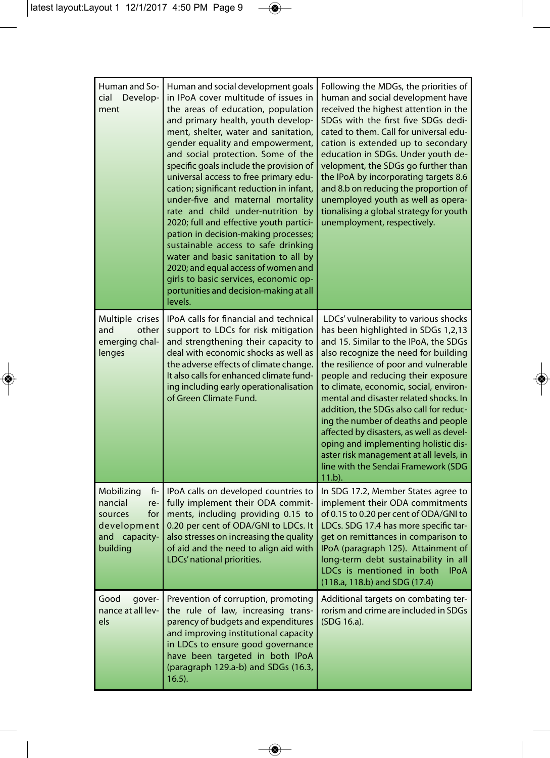| | | |
|---|---|---|
| Human and Social Development | Human and social development goals in IPoA cover multitude of issues in the areas of education, population and primary health, youth development, shelter, water and sanitation, gender equality and empowerment, and social protection. Some of the specific goals include the provision of universal access to free primary education; significant reduction in infant, under-five and maternal mortality rate and child under-nutrition by 2020; full and effective youth participation in decision-making processes; sustainable access to safe drinking water and basic sanitation to all by 2020; and equal access of women and girls to basic services, economic opportunities and decision-making at all levels. | Following the MDGs, the priorities of human and social development have received the highest attention in the SDGs with the first five SDGs dedicated to them. Call for universal education is extended up to secondary education in SDGs. Under youth development, the SDGs go further than the IPoA by incorporating targets 8.6 and 8.b on reducing the proportion of unemployed youth as well as operationalising a global strategy for youth unemployment, respectively. |
| Multiple crises and other emerging challenges | IPoA calls for financial and technical support to LDCs for risk mitigation and strengthening their capacity to deal with economic shocks as well as the adverse effects of climate change. It also calls for enhanced climate funding including early operationalisation of Green Climate Fund. | LDCs' vulnerability to various shocks has been highlighted in SDGs 1,2,13 and 15. Similar to the IPoA, the SDGs also recognize the need for building the resilience of poor and vulnerable people and reducing their exposure to climate, economic, social, environmental and disaster related shocks. In addition, the SDGs also call for reducing the number of deaths and people affected by disasters, as well as developing and implementing holistic disaster risk management at all levels, in line with the Sendai Framework (SDG 11.b). |
| Mobilizing financial resources for development and capacity-building | IPoA calls on developed countries to fully implement their ODA commitments, including providing 0.15 to 0.20 per cent of ODA/GNI to LDCs. It also stresses on increasing the quality of aid and the need to align aid with LDCs' national priorities. | In SDG 17.2, Member States agree to implement their ODA commitments of 0.15 to 0.20 per cent of ODA/GNI to LDCs. SDG 17.4 has more specific target on remittances in comparison to IPoA (paragraph 125). Attainment of long-term debt sustainability in all LDCs is mentioned in both IPoA (118.a, 118.b) and SDG (17.4) |
| Good governance at all levels | Prevention of corruption, promoting the rule of law, increasing transparency of budgets and expenditures and improving institutional capacity in LDCs to ensure good governance have been targeted in both IPoA (paragraph 129.a-b) and SDGs (16.3, 16.5). | Additional targets on combating terrorism and crime are included in SDGs (SDG 16.a). |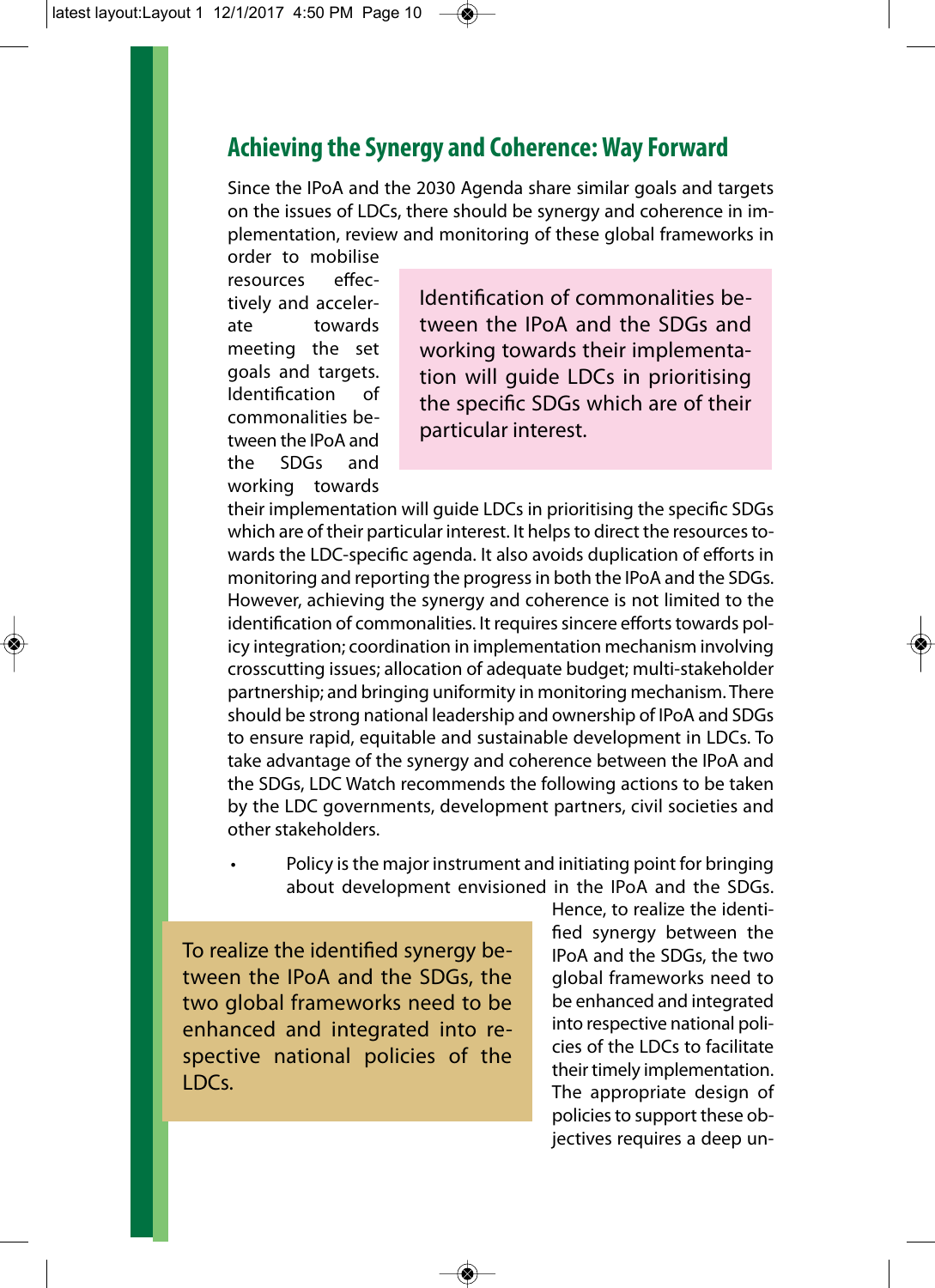## Achieving the Synergy and Coherence: Way Forward

Since the IPoA and the 2030 Agenda share similar goals and targets on the issues of LDCs, there should be synergy and coherence in implementation, review and monitoring of these global frameworks in order to mobilise resources effectively and accelerate towards meeting the set goals and targets. Identification of commonalities between the IPoA and the SDGs and working towards their implementation will guide LDCs in prioritising the specific SDGs which are of their particular interest. It helps to direct the resources towards the LDC-specific agenda. It also avoids duplication of efforts in monitoring and reporting the progress in both the IPoA and the SDGs. However, achieving the synergy and coherence is not limited to the identification of commonalities. It requires sincere efforts towards policy integration; coordination in implementation mechanism involving crosscutting issues; allocation of adequate budget; multi-stakeholder partnership; and bringing uniformity in monitoring mechanism. There should be strong national leadership and ownership of IPoA and SDGs to ensure rapid, equitable and sustainable development in LDCs. To take advantage of the synergy and coherence between the IPoA and the SDGs, LDC Watch recommends the following actions to be taken by the LDC governments, development partners, civil societies and other stakeholders.

> Identification of commonalities between the IPoA and the SDGs and working towards their implementation will guide LDCs in prioritising the specific SDGs which are of their particular interest.

- Policy is the major instrument and initiating point for bringing about development envisioned in the IPoA and the SDGs. Hence, to realize the identified synergy between the IPoA and the SDGs, the two global frameworks need to be enhanced and integrated into respective national policies of the LDCs to facilitate their timely implementation. The appropriate design of policies to support these objectives requires a deep un-

> To realize the identified synergy between the IPoA and the SDGs, the two global frameworks need to be enhanced and integrated into respective national policies of the LDCs.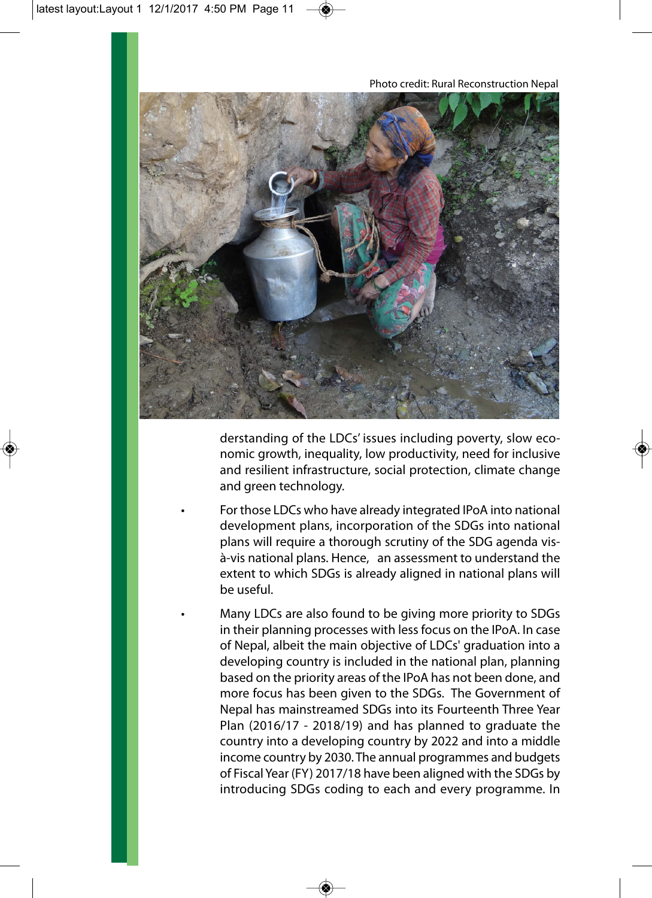Photo credit: Rural Reconstruction Nepal

derstanding of the LDCs' issues including poverty, slow economic growth, inequality, low productivity, need for inclusive and resilient infrastructure, social protection, climate change and green technology.

- For those LDCs who have already integrated IPoA into national development plans, incorporation of the SDGs into national plans will require a thorough scrutiny of the SDG agenda vis-à-vis national plans. Hence, an assessment to understand the extent to which SDGs is already aligned in national plans will be useful.

- Many LDCs are also found to be giving more priority to SDGs in their planning processes with less focus on the IPoA. In case of Nepal, albeit the main objective of LDCs' graduation into a developing country is included in the national plan, planning based on the priority areas of the IPoA has not been done, and more focus has been given to the SDGs. The Government of Nepal has mainstreamed SDGs into its Fourteenth Three Year Plan (2016/17 - 2018/19) and has planned to graduate the country into a developing country by 2022 and into a middle income country by 2030. The annual programmes and budgets of Fiscal Year (FY) 2017/18 have been aligned with the SDGs by introducing SDGs coding to each and every programme. In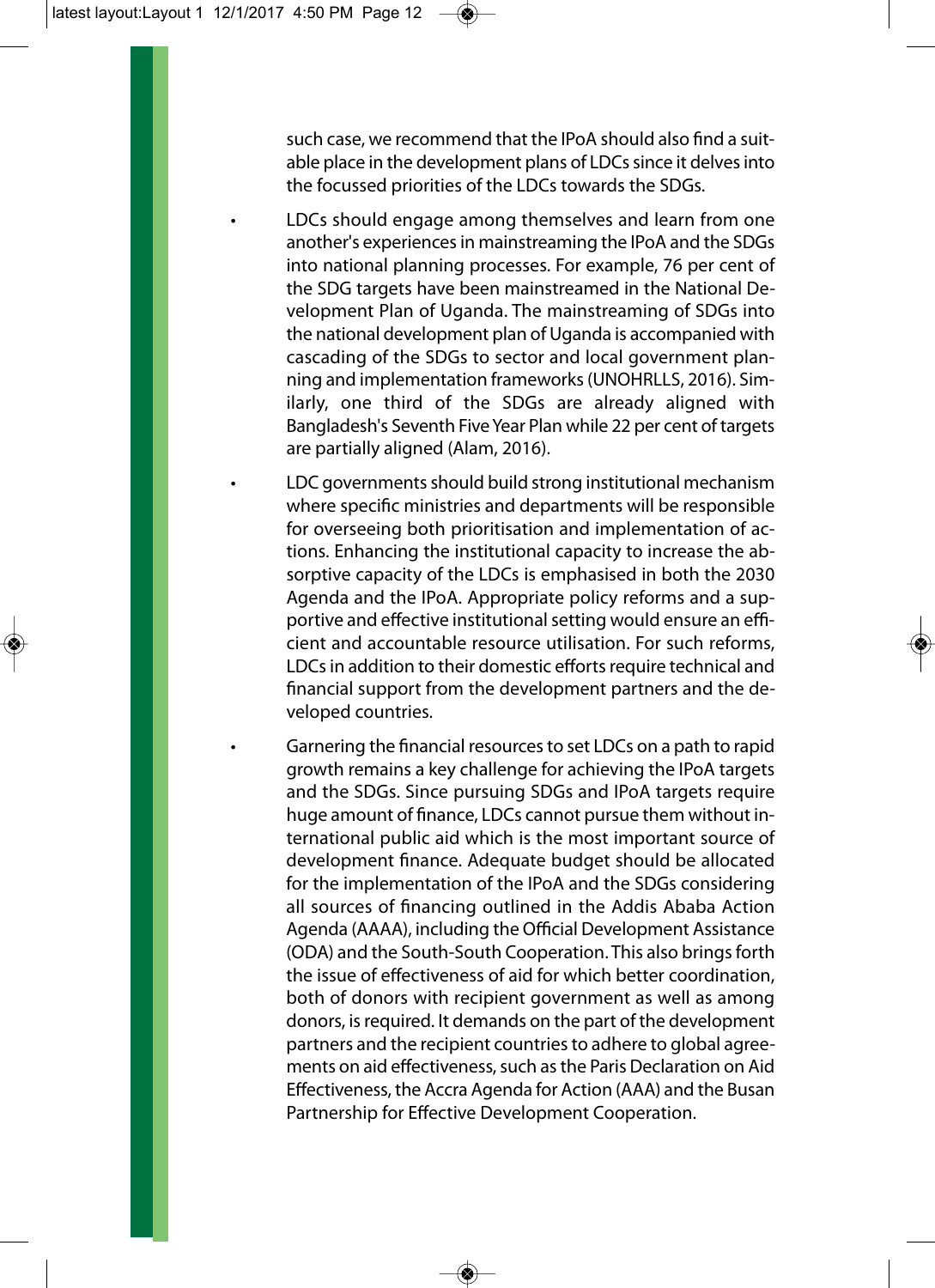such case, we recommend that the IPoA should also find a suitable place in the development plans of LDCs since it delves into the focussed priorities of the LDCs towards the SDGs.

- LDCs should engage among themselves and learn from one another's experiences in mainstreaming the IPoA and the SDGs into national planning processes. For example, 76 per cent of the SDG targets have been mainstreamed in the National Development Plan of Uganda. The mainstreaming of SDGs into the national development plan of Uganda is accompanied with cascading of the SDGs to sector and local government planning and implementation frameworks (UNOHRLLS, 2016). Similarly, one third of the SDGs are already aligned with Bangladesh's Seventh Five Year Plan while 22 per cent of targets are partially aligned (Alam, 2016).

- LDC governments should build strong institutional mechanism where specific ministries and departments will be responsible for overseeing both prioritisation and implementation of actions. Enhancing the institutional capacity to increase the absorptive capacity of the LDCs is emphasised in both the 2030 Agenda and the IPoA. Appropriate policy reforms and a supportive and effective institutional setting would ensure an efficient and accountable resource utilisation. For such reforms, LDCs in addition to their domestic efforts require technical and financial support from the development partners and the developed countries.

- Garnering the financial resources to set LDCs on a path to rapid growth remains a key challenge for achieving the IPoA targets and the SDGs. Since pursuing SDGs and IPoA targets require huge amount of finance, LDCs cannot pursue them without international public aid which is the most important source of development finance. Adequate budget should be allocated for the implementation of the IPoA and the SDGs considering all sources of financing outlined in the Addis Ababa Action Agenda (AAAA), including the Official Development Assistance (ODA) and the South-South Cooperation. This also brings forth the issue of effectiveness of aid for which better coordination, both of donors with recipient government as well as among donors, is required. It demands on the part of the development partners and the recipient countries to adhere to global agreements on aid effectiveness, such as the Paris Declaration on Aid Effectiveness, the Accra Agenda for Action (AAA) and the Busan Partnership for Effective Development Cooperation.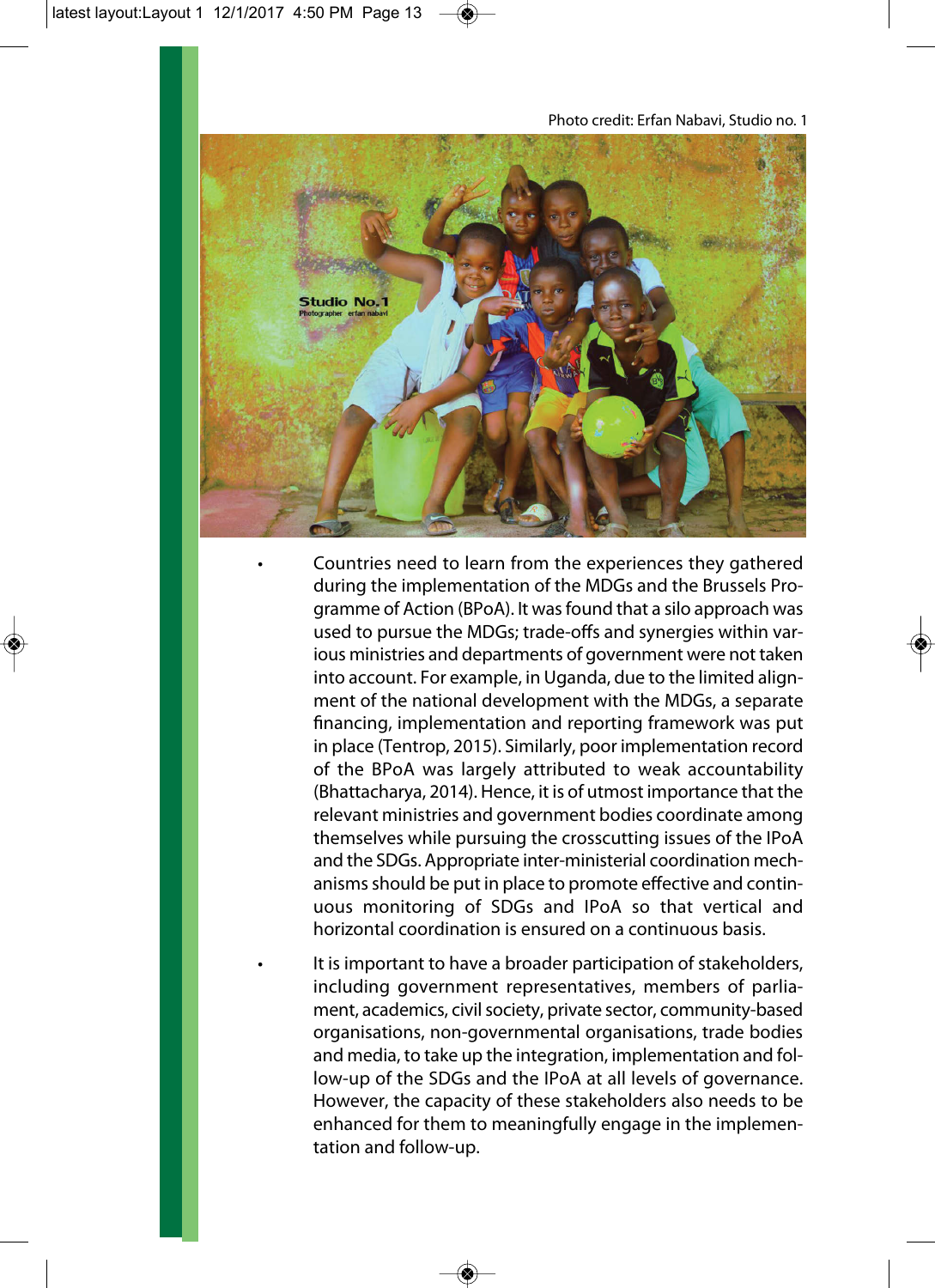Photo credit: Erfan Nabavi, Studio no. 1

- Countries need to learn from the experiences they gathered during the implementation of the MDGs and the Brussels Programme of Action (BPoA). It was found that a silo approach was used to pursue the MDGs; trade-offs and synergies within various ministries and departments of government were not taken into account. For example, in Uganda, due to the limited alignment of the national development with the MDGs, a separate financing, implementation and reporting framework was put in place (Tentrop, 2015). Similarly, poor implementation record of the BPoA was largely attributed to weak accountability (Bhattacharya, 2014). Hence, it is of utmost importance that the relevant ministries and government bodies coordinate among themselves while pursuing the crosscutting issues of the IPoA and the SDGs. Appropriate inter-ministerial coordination mechanisms should be put in place to promote effective and continuous monitoring of SDGs and IPoA so that vertical and horizontal coordination is ensured on a continuous basis.

- It is important to have a broader participation of stakeholders, including government representatives, members of parliament, academics, civil society, private sector, community-based organisations, non-governmental organisations, trade bodies and media, to take up the integration, implementation and follow-up of the SDGs and the IPoA at all levels of governance. However, the capacity of these stakeholders also needs to be enhanced for them to meaningfully engage in the implementation and follow-up.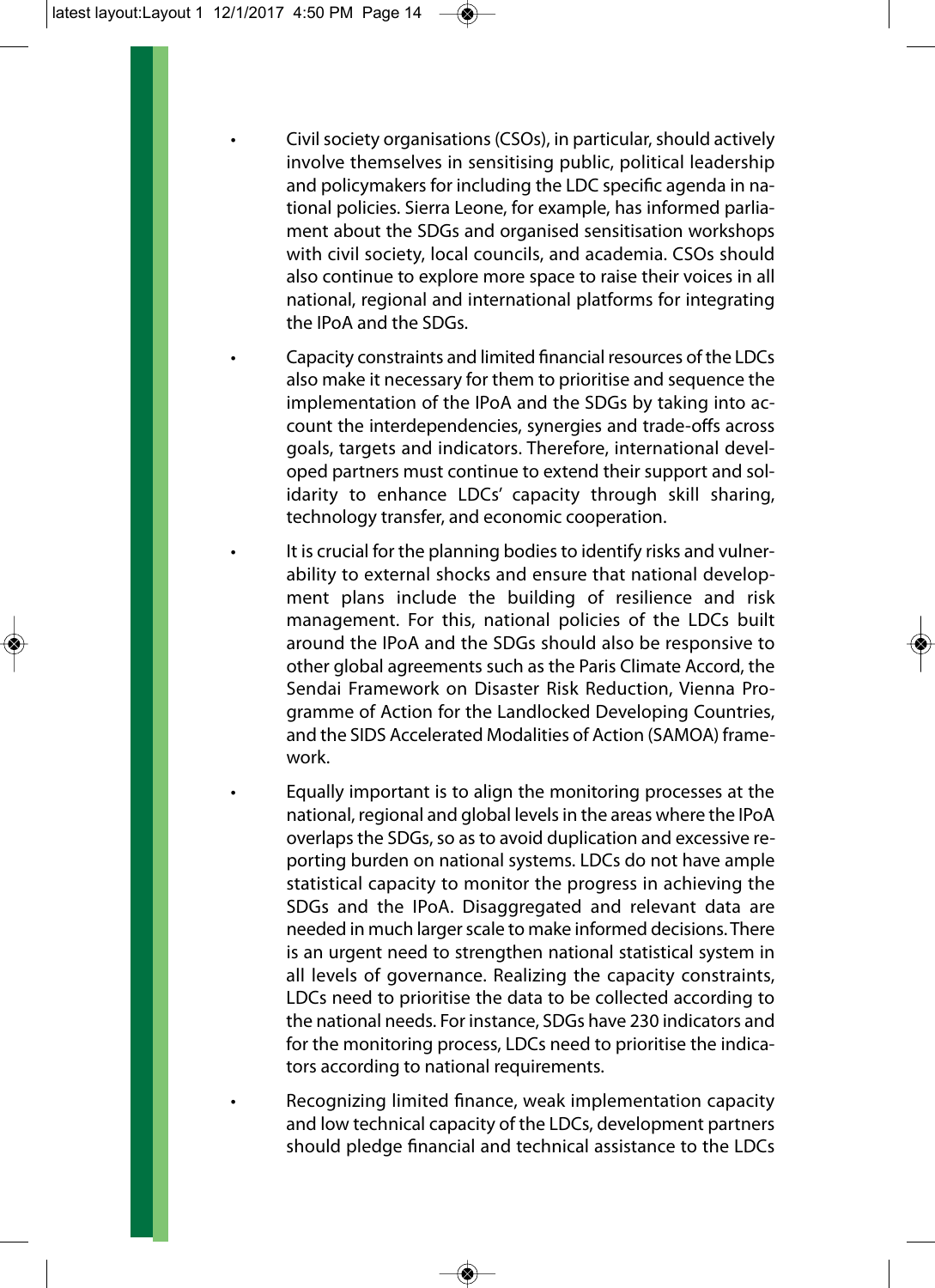- Civil society organisations (CSOs), in particular, should actively involve themselves in sensitising public, political leadership and policymakers for including the LDC specific agenda in national policies. Sierra Leone, for example, has informed parliament about the SDGs and organised sensitisation workshops with civil society, local councils, and academia. CSOs should also continue to explore more space to raise their voices in all national, regional and international platforms for integrating the IPoA and the SDGs.

- Capacity constraints and limited financial resources of the LDCs also make it necessary for them to prioritise and sequence the implementation of the IPoA and the SDGs by taking into account the interdependencies, synergies and trade-offs across goals, targets and indicators. Therefore, international developed partners must continue to extend their support and solidarity to enhance LDCs' capacity through skill sharing, technology transfer, and economic cooperation.

- It is crucial for the planning bodies to identify risks and vulnerability to external shocks and ensure that national development plans include the building of resilience and risk management. For this, national policies of the LDCs built around the IPoA and the SDGs should also be responsive to other global agreements such as the Paris Climate Accord, the Sendai Framework on Disaster Risk Reduction, Vienna Programme of Action for the Landlocked Developing Countries, and the SIDS Accelerated Modalities of Action (SAMOA) framework.

- Equally important is to align the monitoring processes at the national, regional and global levels in the areas where the IPoA overlaps the SDGs, so as to avoid duplication and excessive reporting burden on national systems. LDCs do not have ample statistical capacity to monitor the progress in achieving the SDGs and the IPoA. Disaggregated and relevant data are needed in much larger scale to make informed decisions. There is an urgent need to strengthen national statistical system in all levels of governance. Realizing the capacity constraints, LDCs need to prioritise the data to be collected according to the national needs. For instance, SDGs have 230 indicators and for the monitoring process, LDCs need to prioritise the indicators according to national requirements.

- Recognizing limited finance, weak implementation capacity and low technical capacity of the LDCs, development partners should pledge financial and technical assistance to the LDCs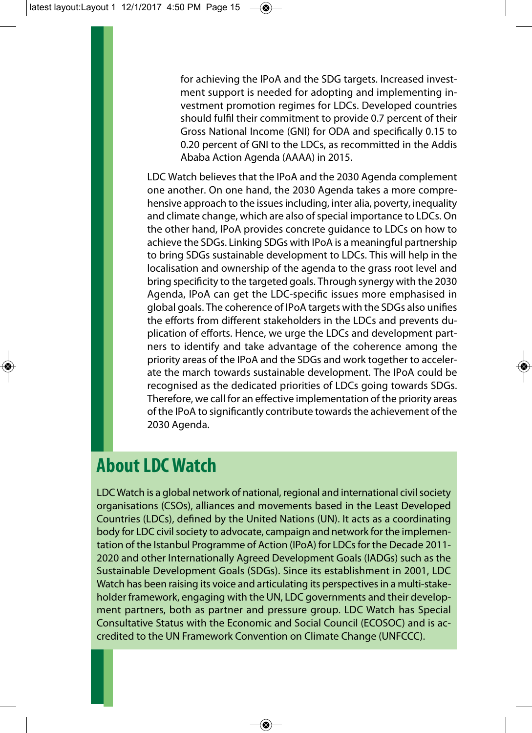for achieving the IPoA and the SDG targets. Increased investment support is needed for adopting and implementing investment promotion regimes for LDCs. Developed countries should fulfil their commitment to provide 0.7 percent of their Gross National Income (GNI) for ODA and specifically 0.15 to 0.20 percent of GNI to the LDCs, as recommitted in the Addis Ababa Action Agenda (AAAA) in 2015.

LDC Watch believes that the IPoA and the 2030 Agenda complement one another. On one hand, the 2030 Agenda takes a more comprehensive approach to the issues including, inter alia, poverty, inequality and climate change, which are also of special importance to LDCs. On the other hand, IPoA provides concrete guidance to LDCs on how to achieve the SDGs. Linking SDGs with IPoA is a meaningful partnership to bring SDGs sustainable development to LDCs. This will help in the localisation and ownership of the agenda to the grass root level and bring specificity to the targeted goals. Through synergy with the 2030 Agenda, IPoA can get the LDC-specific issues more emphasised in global goals. The coherence of IPoA targets with the SDGs also unifies the efforts from different stakeholders in the LDCs and prevents duplication of efforts. Hence, we urge the LDCs and development partners to identify and take advantage of the coherence among the priority areas of the IPoA and the SDGs and work together to accelerate the march towards sustainable development. The IPoA could be recognised as the dedicated priorities of LDCs going towards SDGs. Therefore, we call for an effective implementation of the priority areas of the IPoA to significantly contribute towards the achievement of the 2030 Agenda.

## About LDC Watch

LDC Watch is a global network of national, regional and international civil society organisations (CSOs), alliances and movements based in the Least Developed Countries (LDCs), defined by the United Nations (UN). It acts as a coordinating body for LDC civil society to advocate, campaign and network for the implementation of the Istanbul Programme of Action (IPoA) for LDCs for the Decade 2011-2020 and other Internationally Agreed Development Goals (IADGs) such as the Sustainable Development Goals (SDGs). Since its establishment in 2001, LDC Watch has been raising its voice and articulating its perspectives in a multi-stakeholder framework, engaging with the UN, LDC governments and their development partners, both as partner and pressure group. LDC Watch has Special Consultative Status with the Economic and Social Council (ECOSOC) and is accredited to the UN Framework Convention on Climate Change (UNFCCC).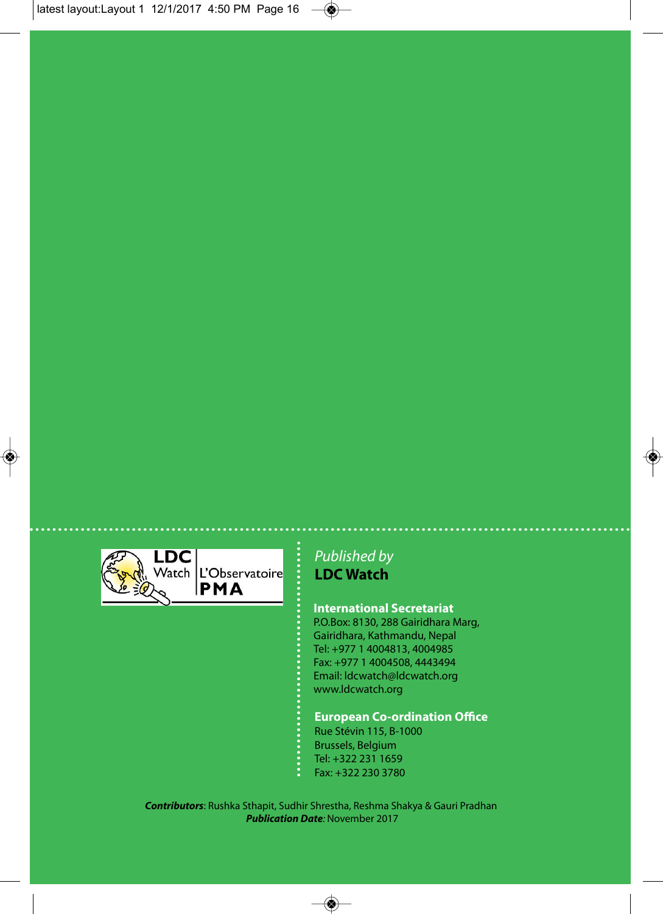LDC Watch L'Observatoire PMA

*Published by*
**LDC Watch**

**International Secretariat**
P.O.Box: 8130, 288 Gairidhara Marg,
Gairidhara, Kathmandu, Nepal
Tel: +977 1 4004813, 4004985
Fax: +977 1 4004508, 4443494
Email: ldcwatch@ldcwatch.org
www.ldcwatch.org

**European Co-ordination Office**
Rue Stévin 115, B-1000
Brussels, Belgium
Tel: +322 231 1659
Fax: +322 230 3780

***Contributors***: Rushka Sthapit, Sudhir Shrestha, Reshma Shakya & Gauri Pradhan
***Publication Date***: November 2017